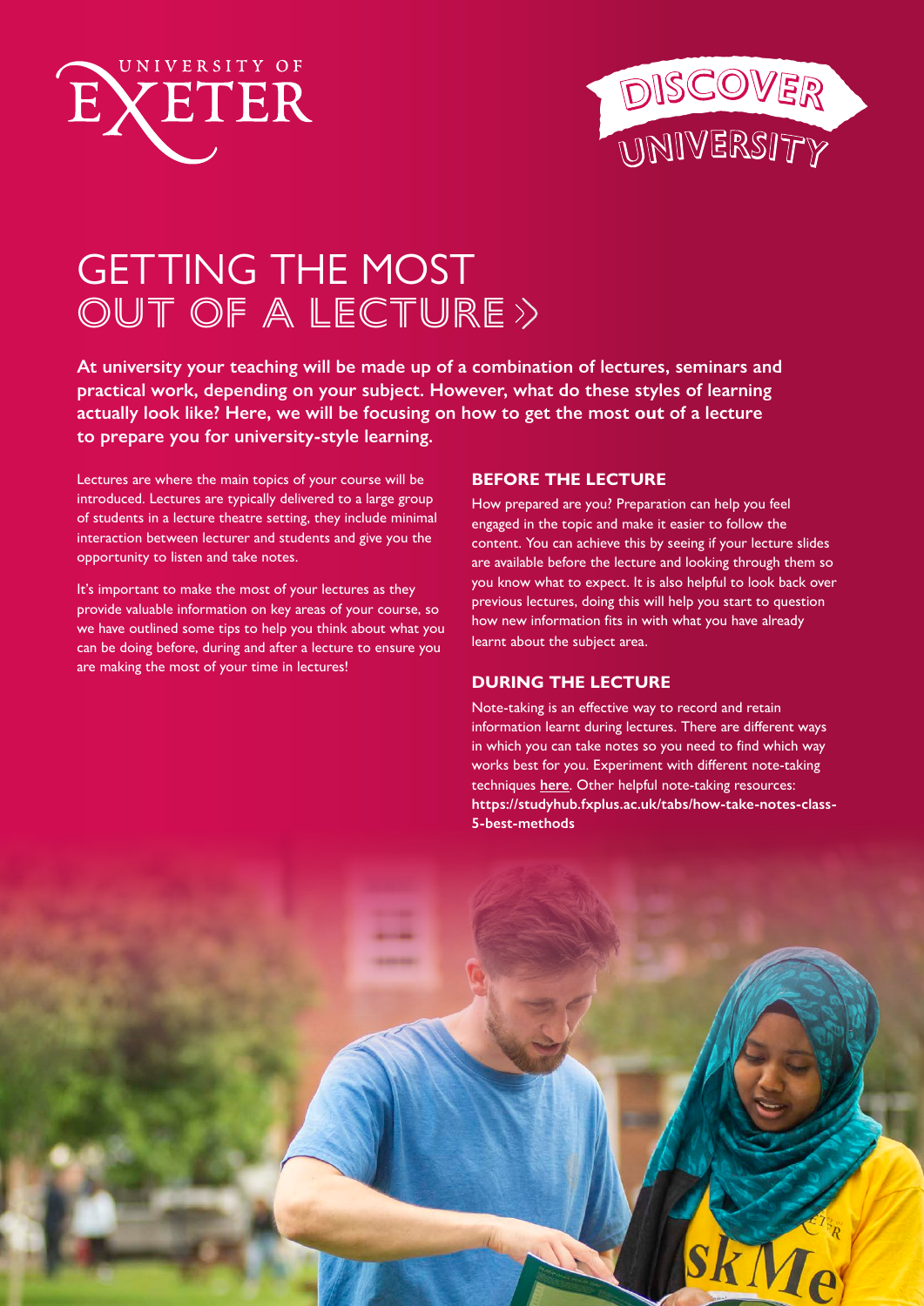UNIVERSITY OF EXETER

DISCOVER UNIVERSITY

# GETTING THE MOST OUT OF A LECTURE »

**At university your teaching will be made up of a combination of lectures, seminars and practical work, depending on your subject. However, what do these styles of learning actually look like? Here, we will be focusing on how to get the most out of a lecture to prepare you for university-style learning.**

Lectures are where the main topics of your course will be introduced. Lectures are typically delivered to a large group of students in a lecture theatre setting, they include minimal interaction between lecturer and students and give you the opportunity to listen and take notes.

It's important to make the most of your lectures as they provide valuable information on key areas of your course, so we have outlined some tips to help you think about what you can be doing before, during and after a lecture to ensure you are making the most of your time in lectures!

## BEFORE THE LECTURE

How prepared are you? Preparation can help you feel engaged in the topic and make it easier to follow the content. You can achieve this by seeing if your lecture slides are available before the lecture and looking through them so you know what to expect. It is also helpful to look back over previous lectures, doing this will help you start to question how new information fits in with what you have already learnt about the subject area.

## DURING THE LECTURE

Note-taking is an effective way to record and retain information learnt during lectures. There are different ways in which you can take notes so you need to find which way works best for you. Experiment with different note-taking techniques **here**. Other helpful note-taking resources: **https://studyhub.fxplus.ac.uk/tabs/how-take-notes-class-5-best-methods**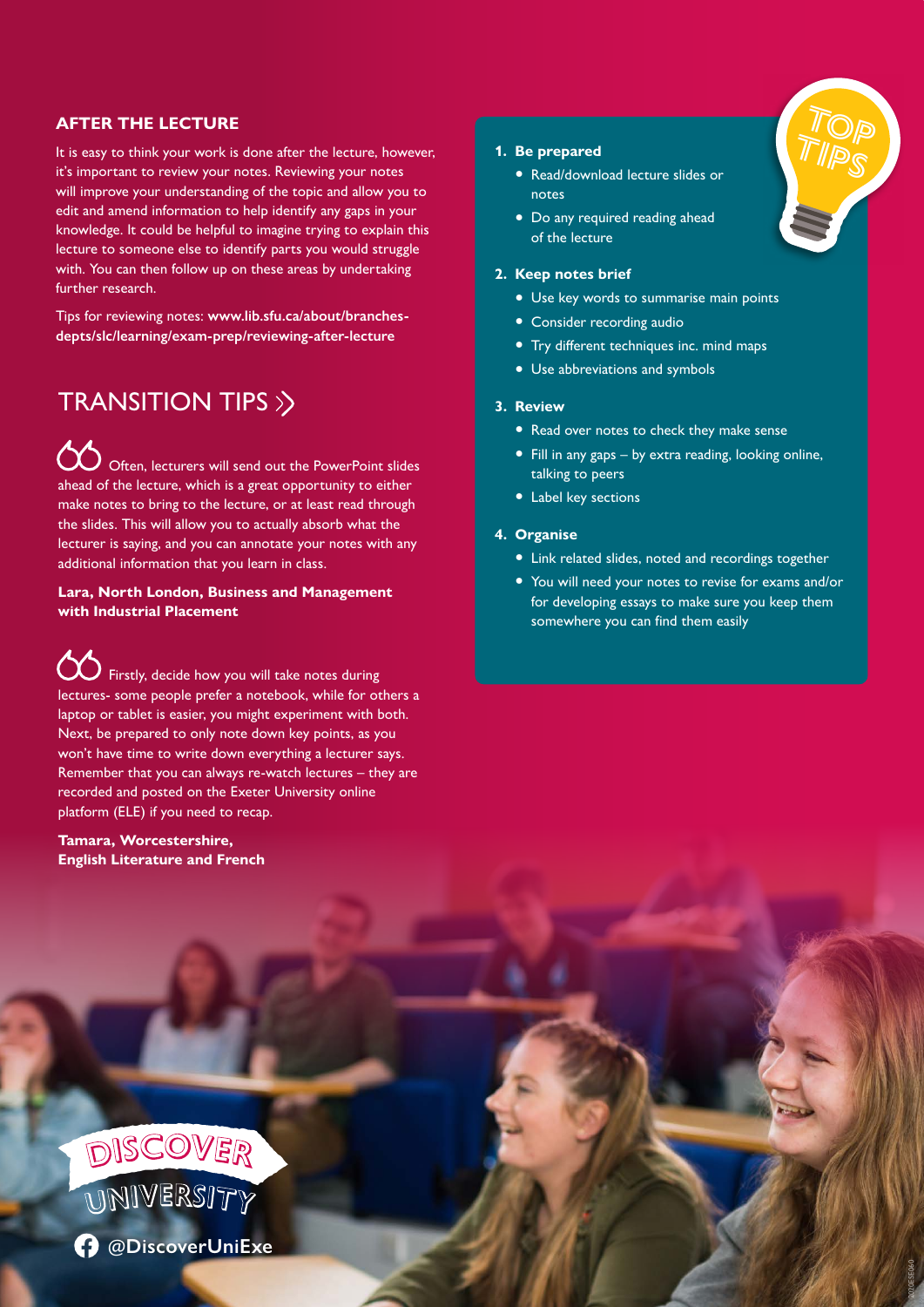## AFTER THE LECTURE

It is easy to think your work is done after the lecture, however, it's important to review your notes. Reviewing your notes will improve your understanding of the topic and allow you to edit and amend information to help identify any gaps in your knowledge. It could be helpful to imagine trying to explain this lecture to someone else to identify parts you would struggle with. You can then follow up on these areas by undertaking further research.

Tips for reviewing notes: **www.lib.sfu.ca/about/branches-depts/slc/learning/exam-prep/reviewing-after-lecture**

## TRANSITION TIPS

"Often, lecturers will send out the PowerPoint slides ahead of the lecture, which is a great opportunity to either make notes to bring to the lecture, or at least read through the slides. This will allow you to actually absorb what the lecturer is saying, and you can annotate your notes with any additional information that you learn in class.

**Lara, North London, Business and Management with Industrial Placement**

"Firstly, decide how you will take notes during lectures- some people prefer a notebook, while for others a laptop or tablet is easier, you might experiment with both. Next, be prepared to only note down key points, as you won't have time to write down everything a lecturer says. Remember that you can always re-watch lectures – they are recorded and posted on the Exeter University online platform (ELE) if you need to recap.

**Tamara, Worcestershire, English Literature and French**

## TOP TIPS

1. **Be prepared**
   - Read/download lecture slides or notes
   - Do any required reading ahead of the lecture
2. **Keep notes brief**
   - Use key words to summarise main points
   - Consider recording audio
   - Try different techniques inc. mind maps
   - Use abbreviations and symbols
3. **Review**
   - Read over notes to check they make sense
   - Fill in any gaps – by extra reading, looking online, talking to peers
   - Label key sections
4. **Organise**
   - Link related slides, noted and recordings together
   - You will need your notes to revise for exams and/or for developing essays to make sure you keep them somewhere you can find them easily

DISCOVER UNIVERSITY

@DiscoverUniExe